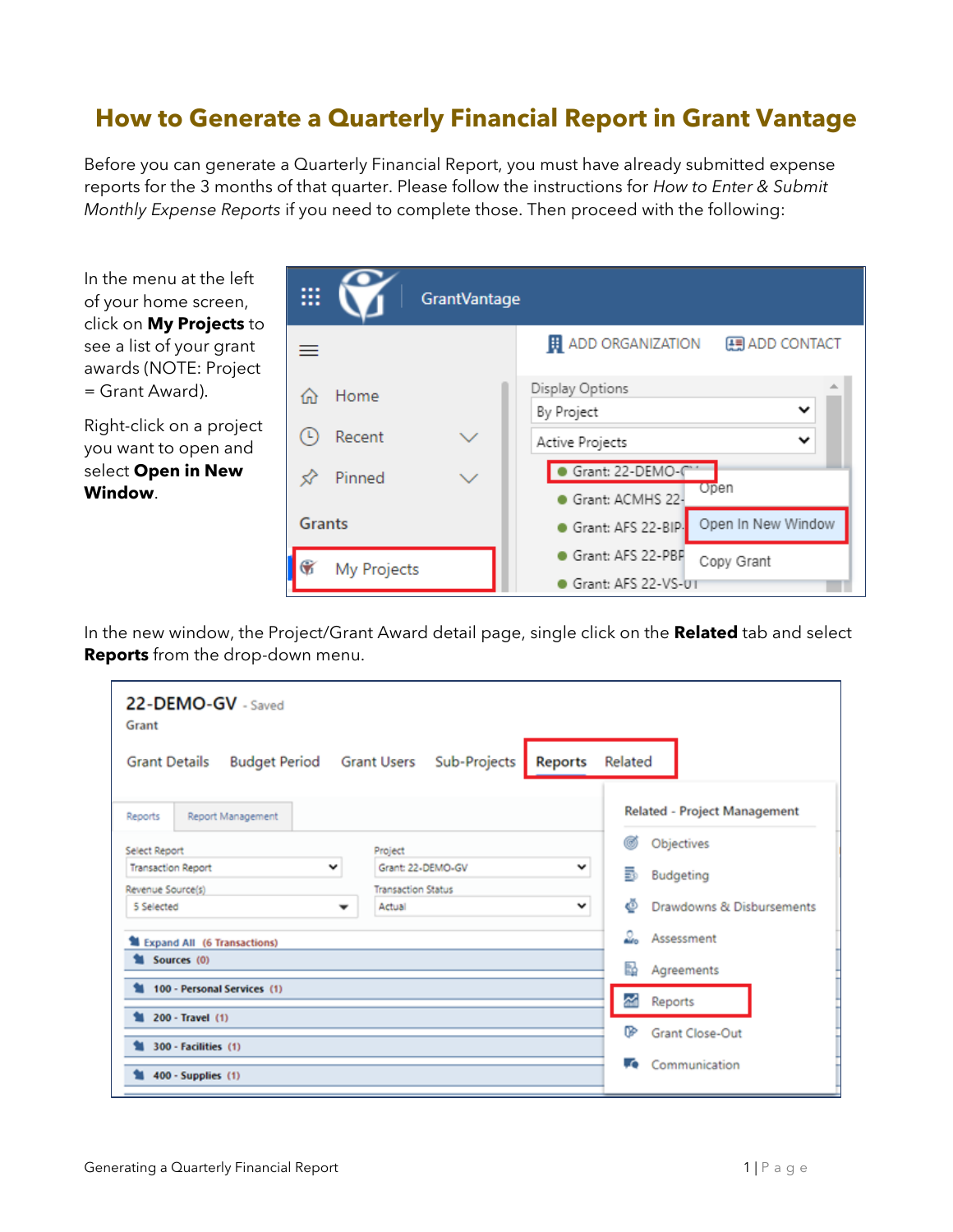# How to Generate a Quarterly Financial Report in Grant Vantage

Before you can generate a Quarterly Financial Report, you must have already submitted expense reports for the 3 months of that quarter. Please follow the instructions for *How to Enter & Submit Monthly Expense Reports* if you need to complete those. Then proceed with the following:

In the menu at the left of your home screen, click on **My Projects** to see a list of your grant awards (NOTE: Project = Grant Award).

Right-click on a project you want to open and select **Open in New Window**.

In the new window, the Project/Grant Award detail page, single click on the **Related** tab and select **Reports** from the drop-down menu.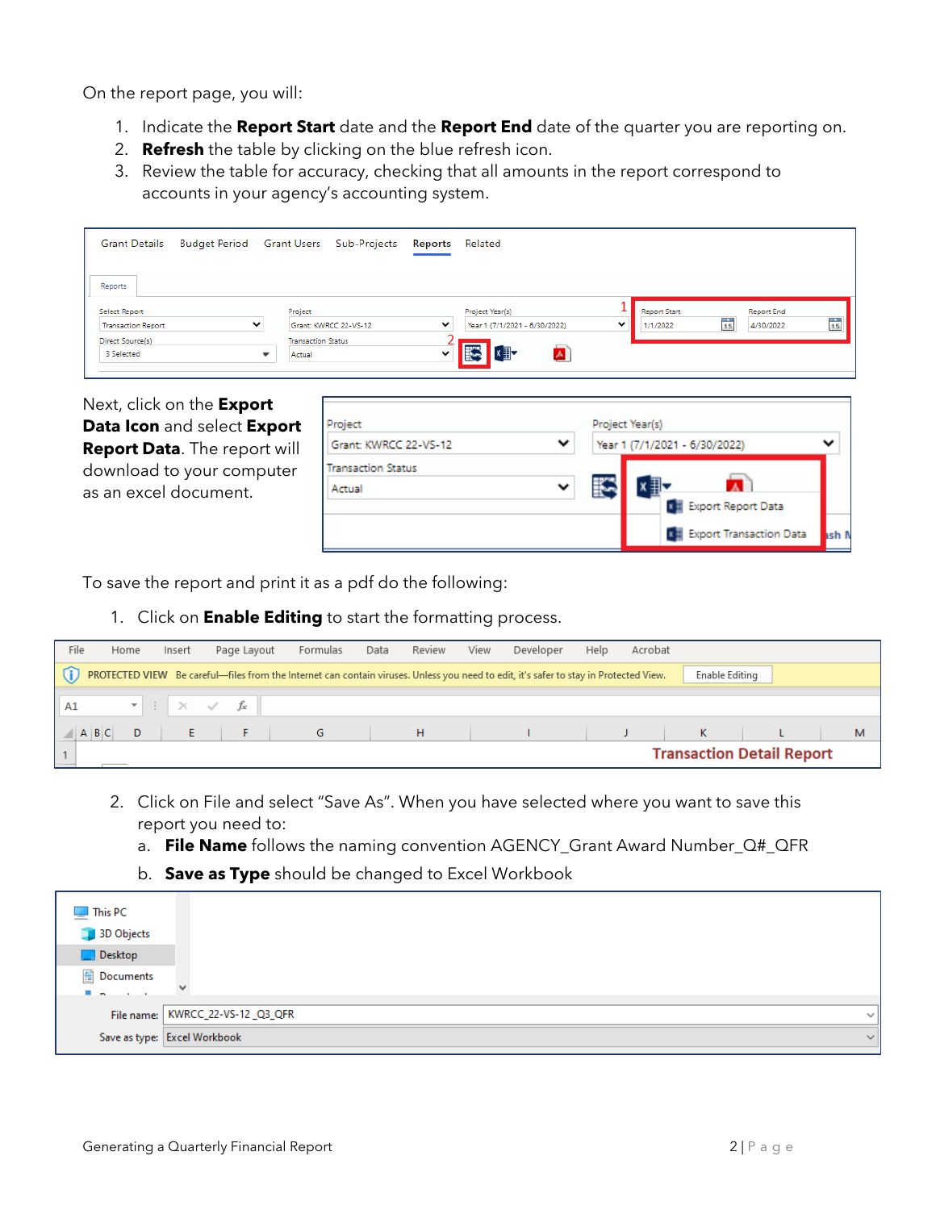On the report page, you will:

1. Indicate the **Report Start** date and the **Report End** date of the quarter you are reporting on.
2. **Refresh** the table by clicking on the blue refresh icon.
3. Review the table for accuracy, checking that all amounts in the report correspond to accounts in your agency's accounting system.

Next, click on the **Export Data Icon** and select **Export Report Data**. The report will download to your computer as an excel document.

To save the report and print it as a pdf do the following:

1. Click on **Enable Editing** to start the formatting process.
2. Click on File and select "Save As". When you have selected where you want to save this report you need to:
   a. **File Name** follows the naming convention AGENCY_Grant Award Number_Q#_QFR
   b. **Save as Type** should be changed to Excel Workbook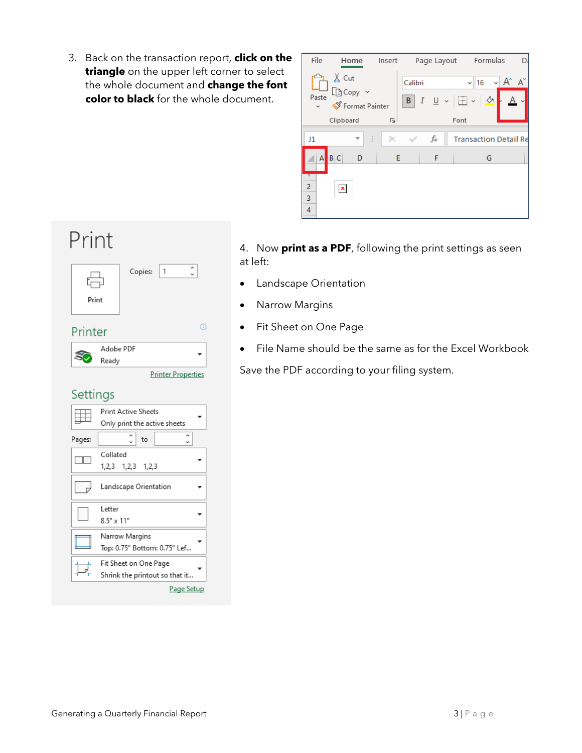3. Back on the transaction report, **click on the triangle** on the upper left corner to select the whole document and **change the font color to black** for the whole document.

4. Now **print as a PDF**, following the print settings as seen at left:

- Landscape Orientation
- Narrow Margins
- Fit Sheet on One Page
- File Name should be the same as for the Excel Workbook

Save the PDF according to your filing system.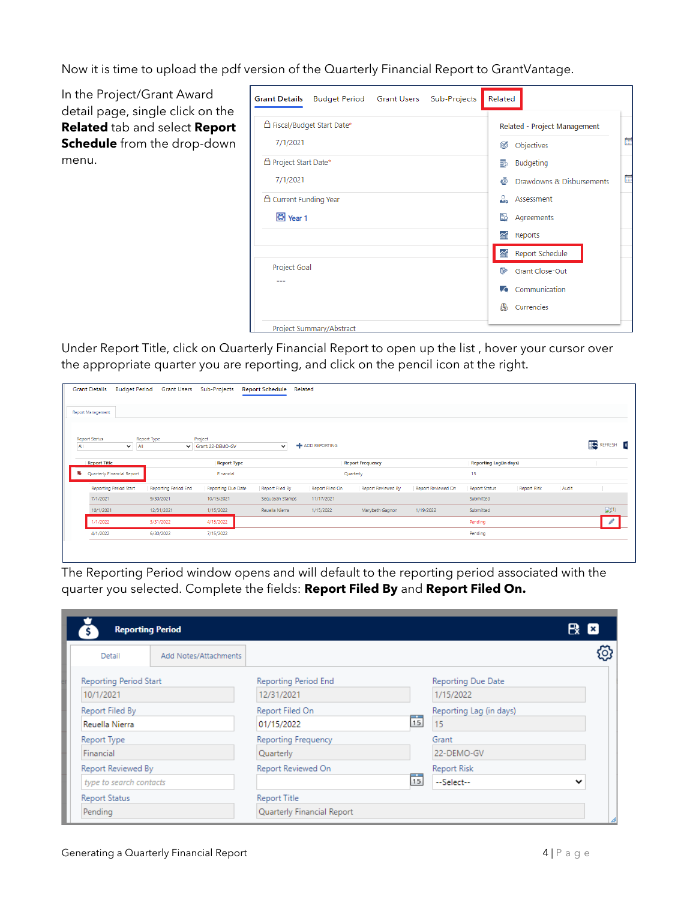Now it is time to upload the pdf version of the Quarterly Financial Report to GrantVantage.

In the Project/Grant Award detail page, single click on the **Related** tab and select **Report Schedule** from the drop-down menu.

Under Report Title, click on Quarterly Financial Report to open up the list , hover your cursor over the appropriate quarter you are reporting, and click on the pencil icon at the right.

The Reporting Period window opens and will default to the reporting period associated with the quarter you selected. Complete the fields: **Report Filed By** and **Report Filed On.**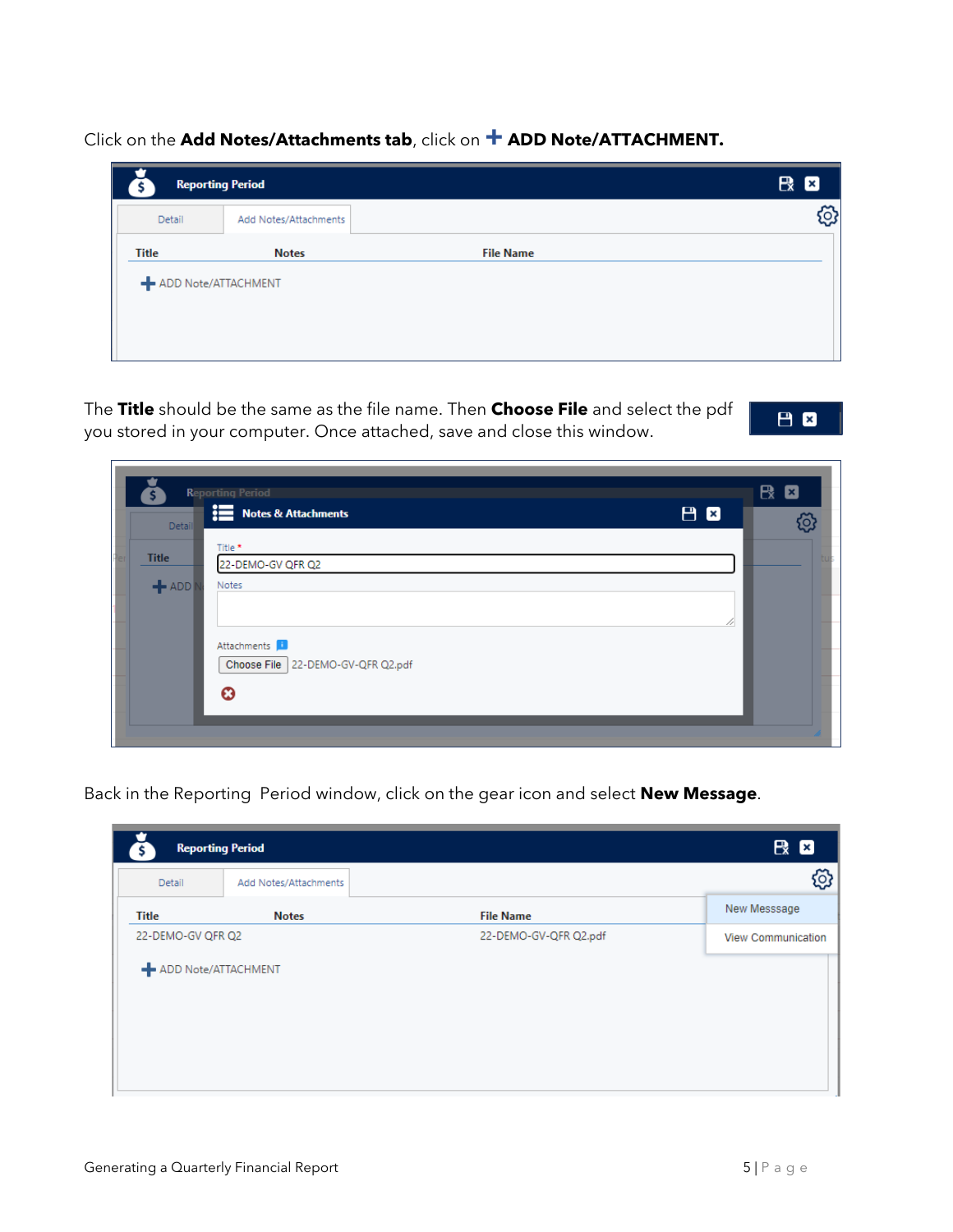Click on the **Add Notes/Attachments tab**, click on **+ ADD Note/ATTACHMENT.**

The **Title** should be the same as the file name. Then **Choose File** and select the pdf you stored in your computer. Once attached, save and close this window.

Back in the Reporting Period window, click on the gear icon and select **New Message**.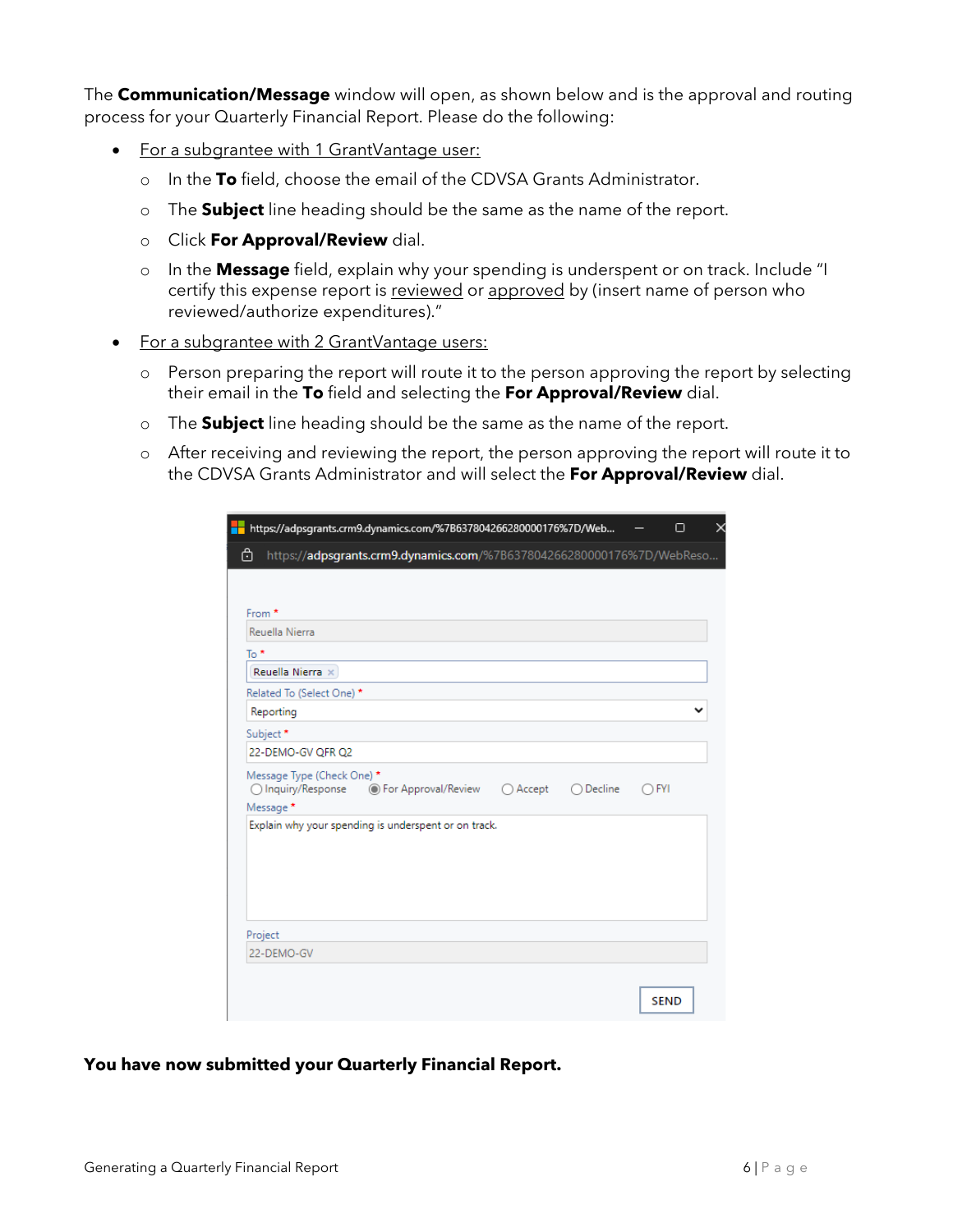The **Communication/Message** window will open, as shown below and is the approval and routing process for your Quarterly Financial Report. Please do the following:

- For a subgrantee with 1 GrantVantage user:
  - In the **To** field, choose the email of the CDVSA Grants Administrator.
  - The **Subject** line heading should be the same as the name of the report.
  - Click **For Approval/Review** dial.
  - In the **Message** field, explain why your spending is underspent or on track. Include "I certify this expense report is reviewed or approved by (insert name of person who reviewed/authorize expenditures)."
- For a subgrantee with 2 GrantVantage users:
  - Person preparing the report will route it to the person approving the report by selecting their email in the **To** field and selecting the **For Approval/Review** dial.
  - The **Subject** line heading should be the same as the name of the report.
  - After receiving and reviewing the report, the person approving the report will route it to the CDVSA Grants Administrator and will select the **For Approval/Review** dial.

**You have now submitted your Quarterly Financial Report.**